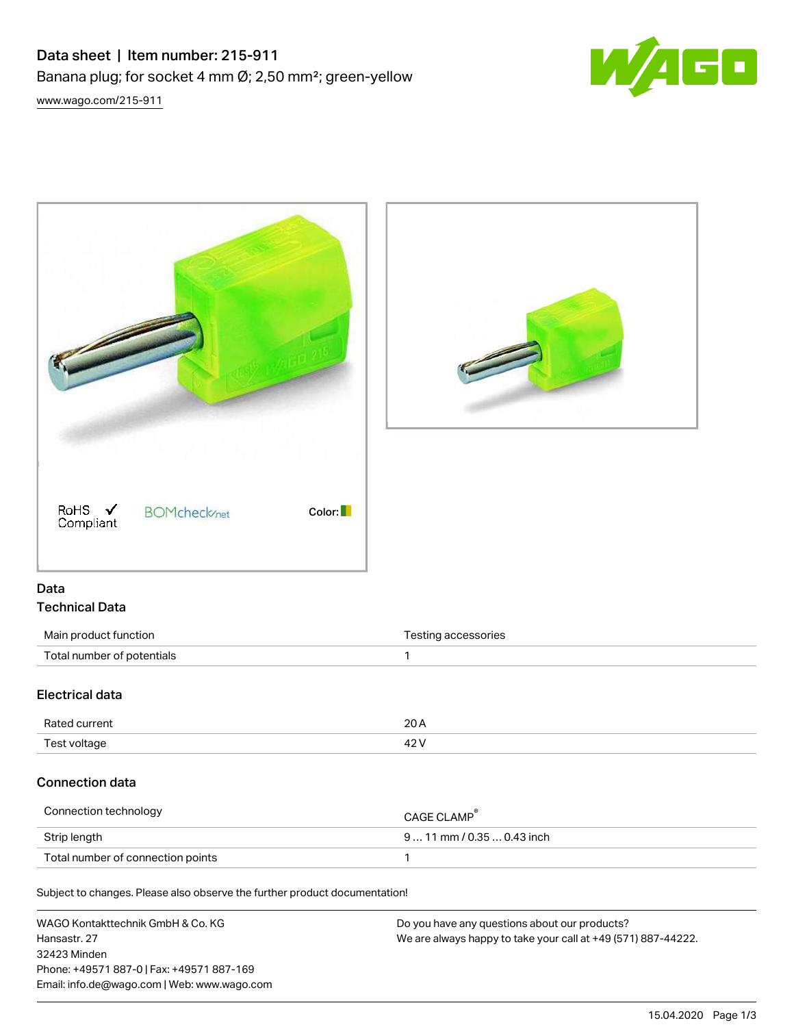# Data sheet | Item number: 215-911

Banana plug; for socket 4 mm Ø; 2,50 mm²; green-yellow

www.wago.com/215-911

RoHS ✓ Compliant    BOMcheck.net    Color:

## Data

### Technical Data

| | |
|---|---|
| Main product function | Testing accessories |
| Total number of potentials | 1 |

### Electrical data

| | |
|---|---|
| Rated current | 20 A |
| Test voltage | 42 V |

### Connection data

| | |
|---|---|
| Connection technology | CAGE CLAMP® |
| Strip length | 9 … 11 mm / 0.35 … 0.43 inch |
| Total number of connection points | 1 |

Subject to changes. Please also observe the further product documentation!

WAGO Kontakttechnik GmbH & Co. KG
Hansastr. 27
32423 Minden
Phone: +49571 887-0 | Fax: +49571 887-169
Email: info.de@wago.com | Web: www.wago.com

Do you have any questions about our products?
We are always happy to take your call at +49 (571) 887-44222.

15.04.2020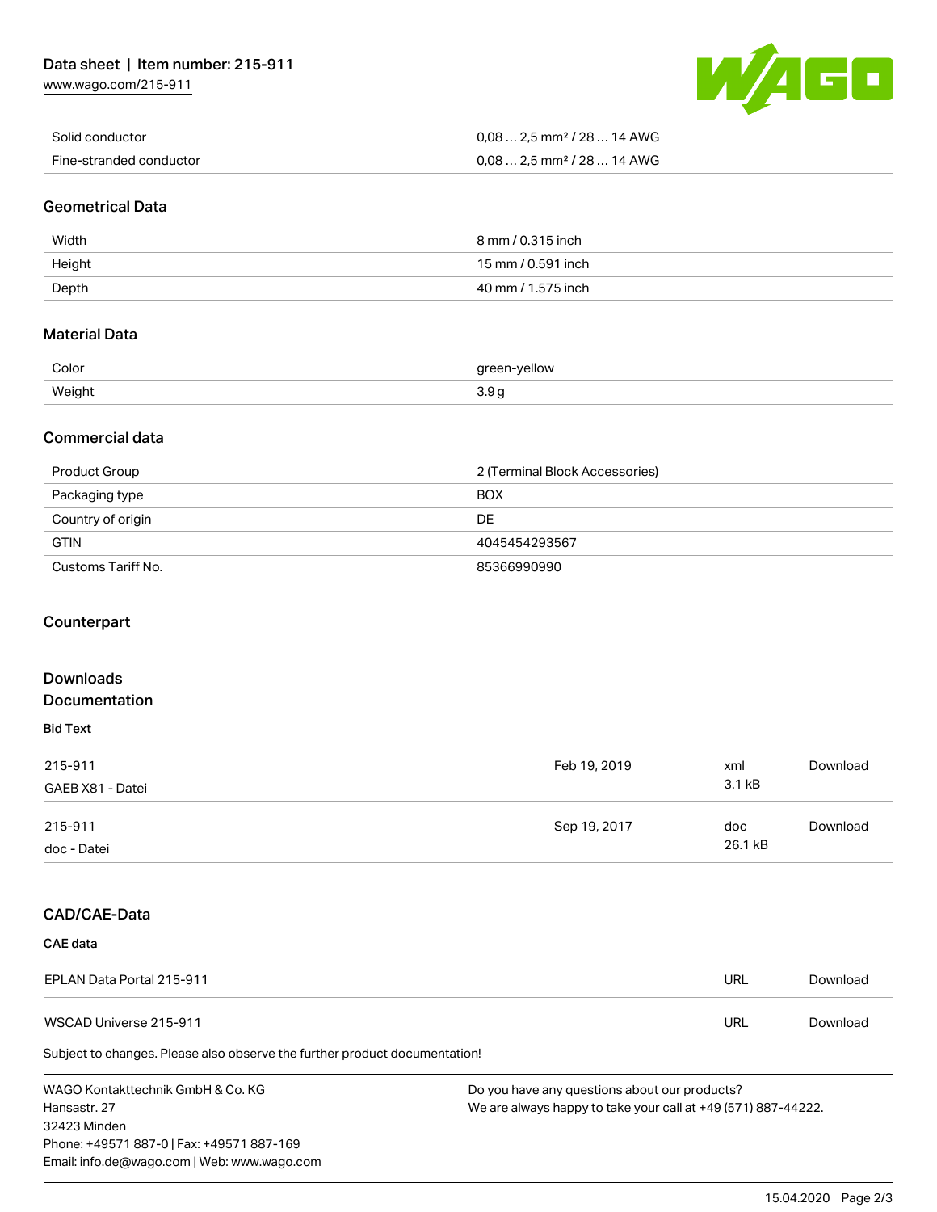| | |
|---|---|
| Solid conductor | 0,08 … 2,5 mm² / 28 … 14 AWG |
| Fine-stranded conductor | 0,08 … 2,5 mm² / 28 … 14 AWG |

## Geometrical Data

| | |
|---|---|
| Width | 8 mm / 0.315 inch |
| Height | 15 mm / 0.591 inch |
| Depth | 40 mm / 1.575 inch |

## Material Data

| | |
|---|---|
| Color | green-yellow |
| Weight | 3.9 g |

## Commercial data

| | |
|---|---|
| Product Group | 2 (Terminal Block Accessories) |
| Packaging type | BOX |
| Country of origin | DE |
| GTIN | 4045454293567 |
| Customs Tariff No. | 85366990990 |

## Counterpart

## Downloads

## Documentation

### Bid Text

| | | | |
|---|---|---|---|
| 215-911<br>GAEB X81 - Datei | Feb 19, 2019 | xml<br>3.1 kB | Download |
| 215-911<br>doc - Datei | Sep 19, 2017 | doc<br>26.1 kB | Download |

## CAD/CAE-Data

### CAE data

| | | |
|---|---|---|
| EPLAN Data Portal 215-911 | URL | Download |
| WSCAD Universe 215-911 | URL | Download |

Subject to changes. Please also observe the further product documentation!

WAGO Kontakttechnik GmbH & Co. KG
Hansastr. 27
32423 Minden
Phone: +49571 887-0 | Fax: +49571 887-169
Email: info.de@wago.com | Web: www.wago.com

Do you have any questions about our products?
We are always happy to take your call at +49 (571) 887-44222.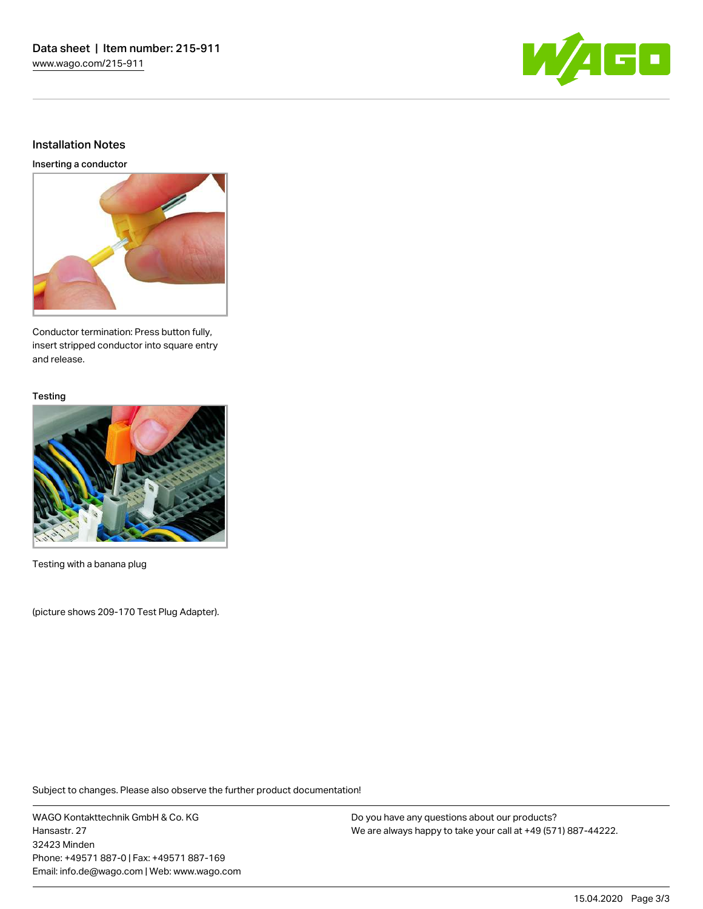## Installation Notes

### Inserting a conductor

Conductor termination: Press button fully, insert stripped conductor into square entry and release.

### Testing

Testing with a banana plug

(picture shows 209-170 Test Plug Adapter).

Subject to changes. Please also observe the further product documentation!

WAGO Kontakttechnik GmbH & Co. KG
Hansastr. 27
32423 Minden
Phone: +49571 887-0 | Fax: +49571 887-169
Email: info.de@wago.com | Web: www.wago.com

Do you have any questions about our products?
We are always happy to take your call at +49 (571) 887-44222.